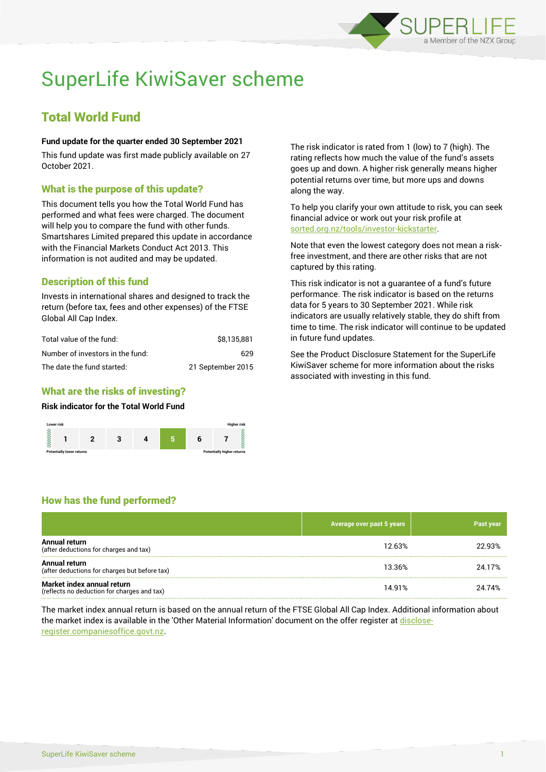# SuperLife KiwiSaver scheme

## Total World Fund

**Fund update for the quarter ended 30 September 2021**

This fund update was first made publicly available on 27 October 2021.

### What is the purpose of this update?

This document tells you how the Total World Fund has performed and what fees were charged. The document will help you to compare the fund with other funds. Smartshares Limited prepared this update in accordance with the Financial Markets Conduct Act 2013. This information is not audited and may be updated.

### Description of this fund

Invests in international shares and designed to track the return (before tax, fees and other expenses) of the FTSE Global All Cap Index.

| | |
|---|---|
| Total value of the fund: | $8,135,881 |
| Number of investors in the fund: | 629 |
| The date the fund started: | 21 September 2015 |

### What are the risks of investing?

**Risk indicator for the Total World Fund**

| Lower risk | | | | | | Higher risk |
|---|---|---|---|---|---|---|
| 1 | 2 | 3 | 4 | **5** | 6 | 7 |
| Potentially lower returns | | | | | | Potentially higher returns |

The risk indicator is rated from 1 (low) to 7 (high). The rating reflects how much the value of the fund's assets goes up and down. A higher risk generally means higher potential returns over time, but more ups and downs along the way.

To help you clarify your own attitude to risk, you can seek financial advice or work out your risk profile at sorted.org.nz/tools/investor-kickstarter.

Note that even the lowest category does not mean a risk-free investment, and there are other risks that are not captured by this rating.

This risk indicator is not a guarantee of a fund's future performance. The risk indicator is based on the returns data for 5 years to 30 September 2021. While risk indicators are usually relatively stable, they do shift from time to time. The risk indicator will continue to be updated in future fund updates.

See the Product Disclosure Statement for the SuperLife KiwiSaver scheme for more information about the risks associated with investing in this fund.

### How has the fund performed?

| | Average over past 5 years | Past year |
|---|---|---|
| **Annual return** (after deductions for charges and tax) | 12.63% | 22.93% |
| **Annual return** (after deductions for charges but before tax) | 13.36% | 24.17% |
| **Market index annual return** (reflects no deduction for charges and tax) | 14.91% | 24.74% |

The market index annual return is based on the annual return of the FTSE Global All Cap Index. Additional information about the market index is available in the 'Other Material Information' document on the offer register at disclose-register.companiesoffice.govt.nz.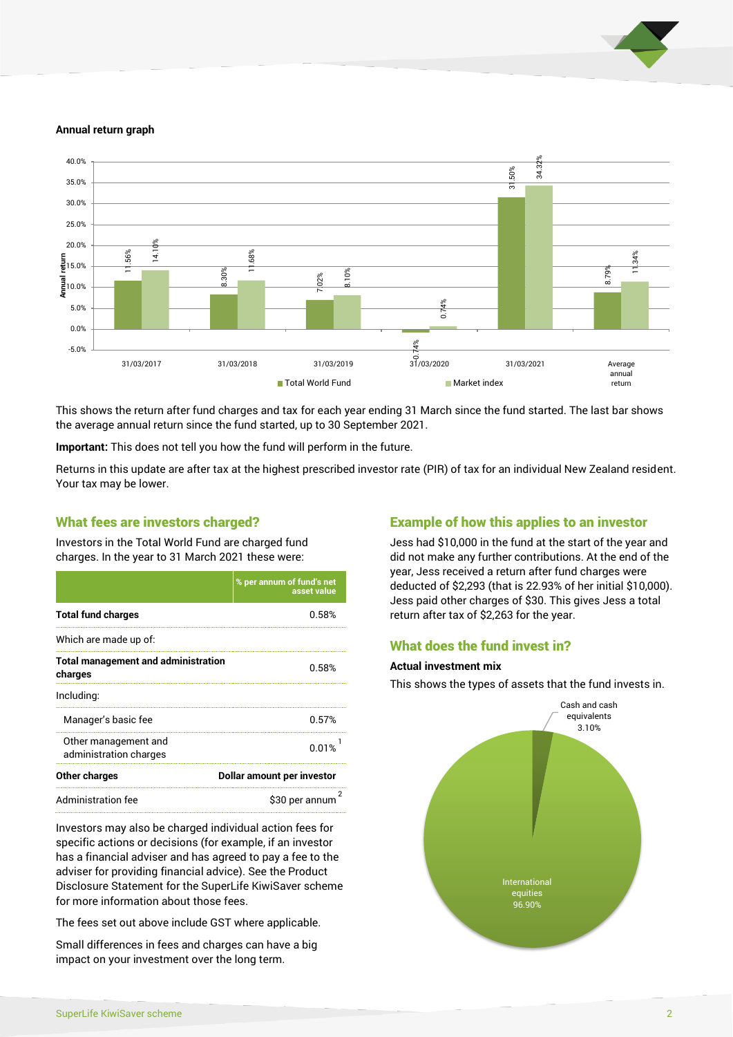**Annual return graph**

| | Total World Fund | Market index |
|---|---|---|
| 31/03/2017 | 11.56% | 14.10% |
| 31/03/2018 | 8.30% | 11.68% |
| 31/03/2019 | 7.02% | 8.10% |
| 31/03/2020 | -0.74% | 0.74% |
| 31/03/2021 | 31.50% | 34.32% |
| Average annual return | 8.79% | 11.34% |

This shows the return after fund charges and tax for each year ending 31 March since the fund started. The last bar shows the average annual return since the fund started, up to 30 September 2021.

**Important:** This does not tell you how the fund will perform in the future.

Returns in this update are after tax at the highest prescribed investor rate (PIR) of tax for an individual New Zealand resident. Your tax may be lower.

## What fees are investors charged?

Investors in the Total World Fund are charged fund charges. In the year to 31 March 2021 these were:

| | % per annum of fund's net asset value |
|---|---|
| **Total fund charges** | 0.58% |
| Which are made up of: | |
| **Total management and administration charges** | 0.58% |
| Including: | |
| Manager's basic fee | 0.57% |
| Other management and administration charges | 0.01% [1] |
| **Other charges** | **Dollar amount per investor** |
| Administration fee | $30 per annum [2] |

Investors may also be charged individual action fees for specific actions or decisions (for example, if an investor has a financial adviser and has agreed to pay a fee to the adviser for providing financial advice). See the Product Disclosure Statement for the SuperLife KiwiSaver scheme for more information about those fees.

The fees set out above include GST where applicable.

Small differences in fees and charges can have a big impact on your investment over the long term.

## Example of how this applies to an investor

Jess had $10,000 in the fund at the start of the year and did not make any further contributions. At the end of the year, Jess received a return after fund charges were deducted of $2,293 (that is 22.93% of her initial $10,000). Jess paid other charges of $30. This gives Jess a total return after tax of $2,263 for the year.

## What does the fund invest in?

**Actual investment mix**

This shows the types of assets that the fund invests in.

| Asset type | Percentage |
|---|---|
| Cash and cash equivalents | 3.10% |
| International equities | 96.90% |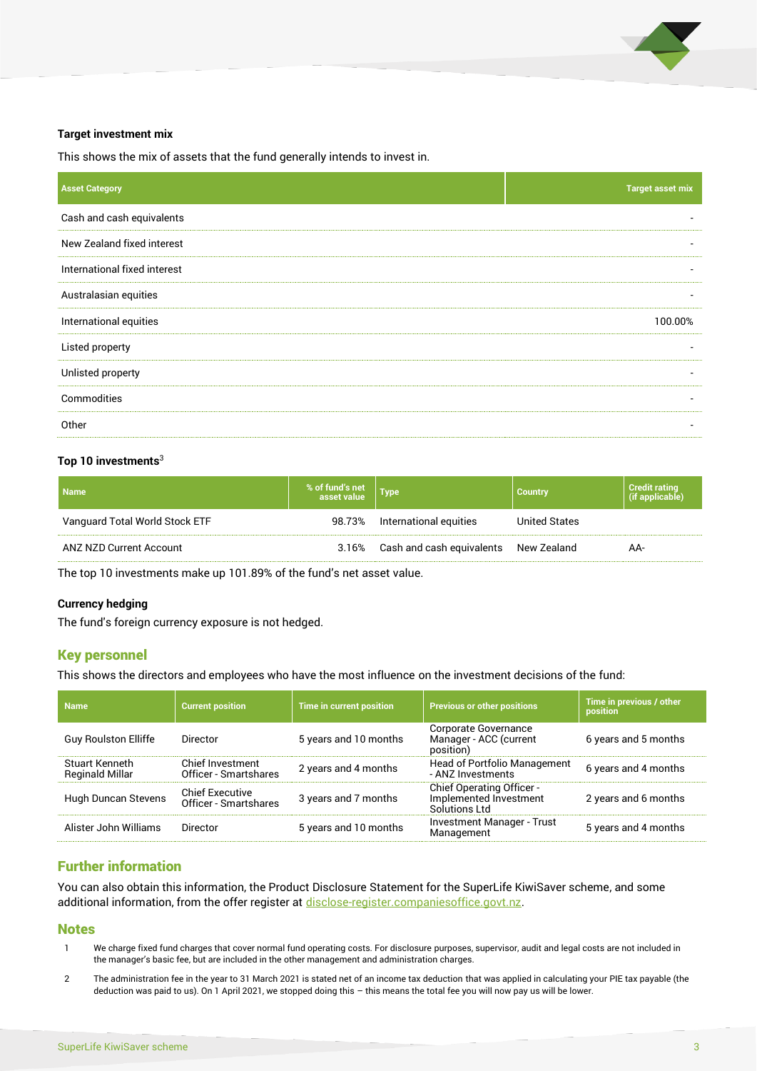### Target investment mix

This shows the mix of assets that the fund generally intends to invest in.

| Asset Category | Target asset mix |
|---|---|
| Cash and cash equivalents | - |
| New Zealand fixed interest | - |
| International fixed interest | - |
| Australasian equities | - |
| International equities | 100.00% |
| Listed property | - |
| Unlisted property | - |
| Commodities | - |
| Other | - |

### Top 10 investments[3]

| Name | % of fund's net asset value | Type | Country | Credit rating (if applicable) |
|---|---|---|---|---|
| Vanguard Total World Stock ETF | 98.73% | International equities | United States | |
| ANZ NZD Current Account | 3.16% | Cash and cash equivalents | New Zealand | AA- |

The top 10 investments make up 101.89% of the fund's net asset value.

### Currency hedging

The fund's foreign currency exposure is not hedged.

## Key personnel

This shows the directors and employees who have the most influence on the investment decisions of the fund:

| Name | Current position | Time in current position | Previous or other positions | Time in previous / other position |
|---|---|---|---|---|
| Guy Roulston Elliffe | Director | 5 years and 10 months | Corporate Governance Manager - ACC (current position) | 6 years and 5 months |
| Stuart Kenneth Reginald Millar | Chief Investment Officer - Smartshares | 2 years and 4 months | Head of Portfolio Management - ANZ Investments | 6 years and 4 months |
| Hugh Duncan Stevens | Chief Executive Officer - Smartshares | 3 years and 7 months | Chief Operating Officer - Implemented Investment Solutions Ltd | 2 years and 6 months |
| Alister John Williams | Director | 5 years and 10 months | Investment Manager - Trust Management | 5 years and 4 months |

## Further information

You can also obtain this information, the Product Disclosure Statement for the SuperLife KiwiSaver scheme, and some additional information, from the offer register at disclose-register.companiesoffice.govt.nz.

## Notes

1. We charge fixed fund charges that cover normal fund operating costs. For disclosure purposes, supervisor, audit and legal costs are not included in the manager's basic fee, but are included in the other management and administration charges.
2. The administration fee in the year to 31 March 2021 is stated net of an income tax deduction that was applied in calculating your PIE tax payable (the deduction was paid to us). On 1 April 2021, we stopped doing this – this means the total fee you will now pay us will be lower.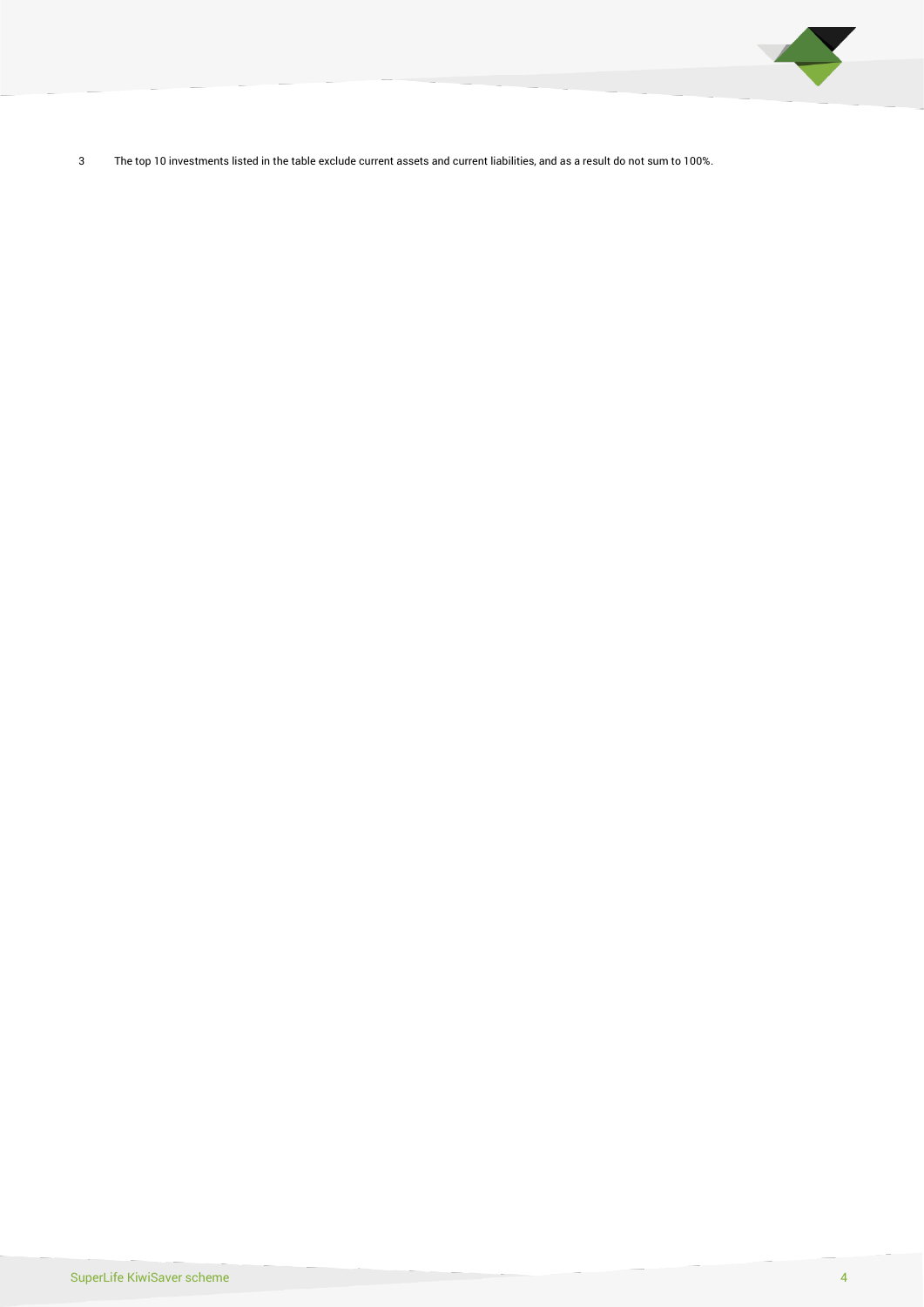3 The top 10 investments listed in the table exclude current assets and current liabilities, and as a result do not sum to 100%.